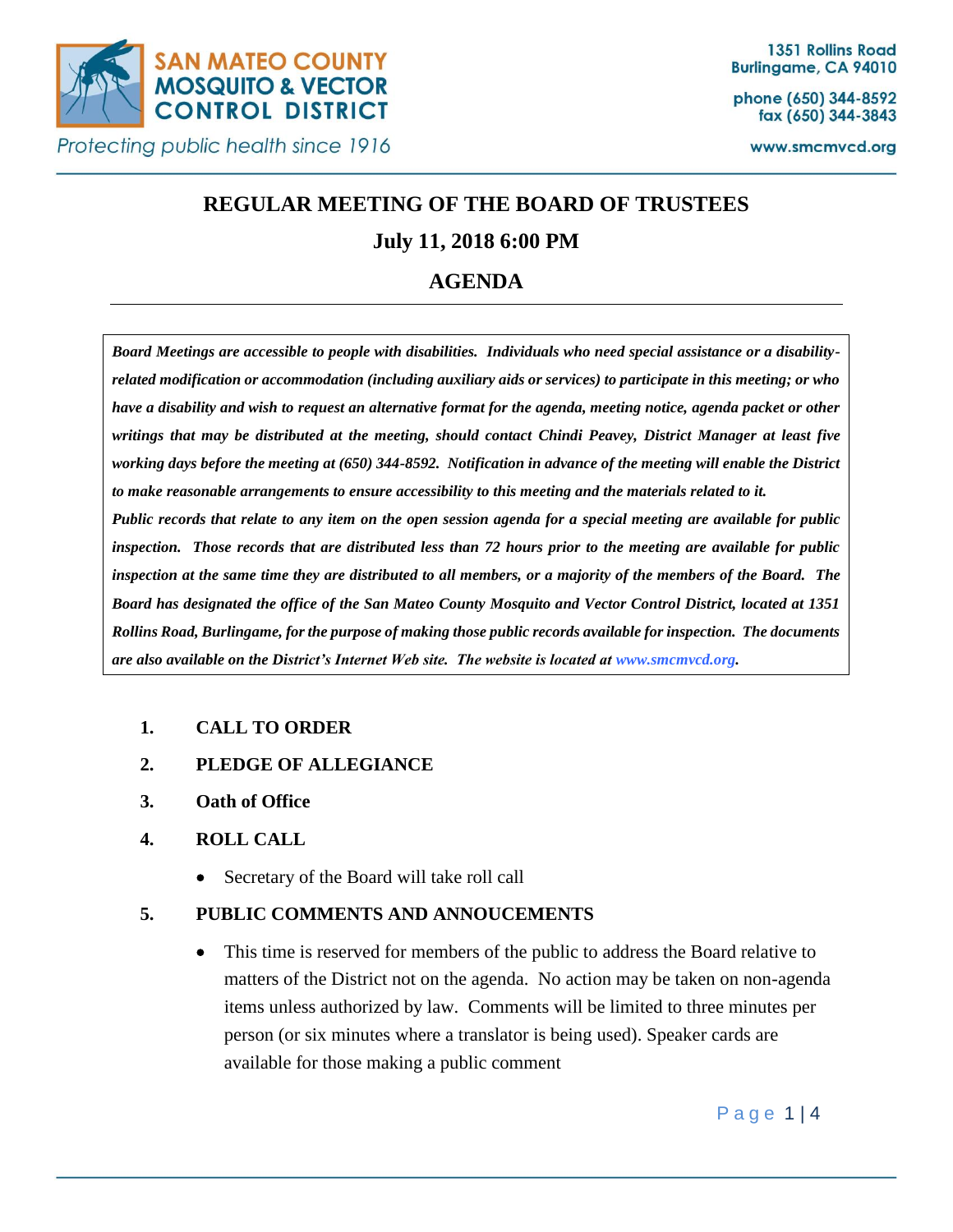**SAN MATEO COUNTY MOSQUITO & VECTOR CONTROL DISTRICT**

*Protecting public health since 1916*

1351 Rollins Road
Burlingame, CA 94010

phone (650) 344-8592
fax (650) 344-3843

www.smcmvcd.org

# REGULAR MEETING OF THE BOARD OF TRUSTEES

## July 11, 2018 6:00 PM

## AGENDA

---

***Board Meetings are accessible to people with disabilities. Individuals who need special assistance or a disability-related modification or accommodation (including auxiliary aids or services) to participate in this meeting; or who have a disability and wish to request an alternative format for the agenda, meeting notice, agenda packet or other writings that may be distributed at the meeting, should contact Chindi Peavey, District Manager at least five working days before the meeting at (650) 344-8592. Notification in advance of the meeting will enable the District to make reasonable arrangements to ensure accessibility to this meeting and the materials related to it.***

***Public records that relate to any item on the open session agenda for a special meeting are available for public inspection. Those records that are distributed less than 72 hours prior to the meeting are available for public inspection at the same time they are distributed to all members, or a majority of the members of the Board. The Board has designated the office of the San Mateo County Mosquito and Vector Control District, located at 1351 Rollins Road, Burlingame, for the purpose of making those public records available for inspection. The documents are also available on the District's Internet Web site. The website is located at www.smcmvcd.org.***

1. **CALL TO ORDER**

2. **PLEDGE OF ALLEGIANCE**

3. **Oath of Office**

4. **ROLL CALL**
   - Secretary of the Board will take roll call

5. **PUBLIC COMMENTS AND ANNOUCEMENTS**
   - This time is reserved for members of the public to address the Board relative to matters of the District not on the agenda. No action may be taken on non-agenda items unless authorized by law. Comments will be limited to three minutes per person (or six minutes where a translator is being used). Speaker cards are available for those making a public comment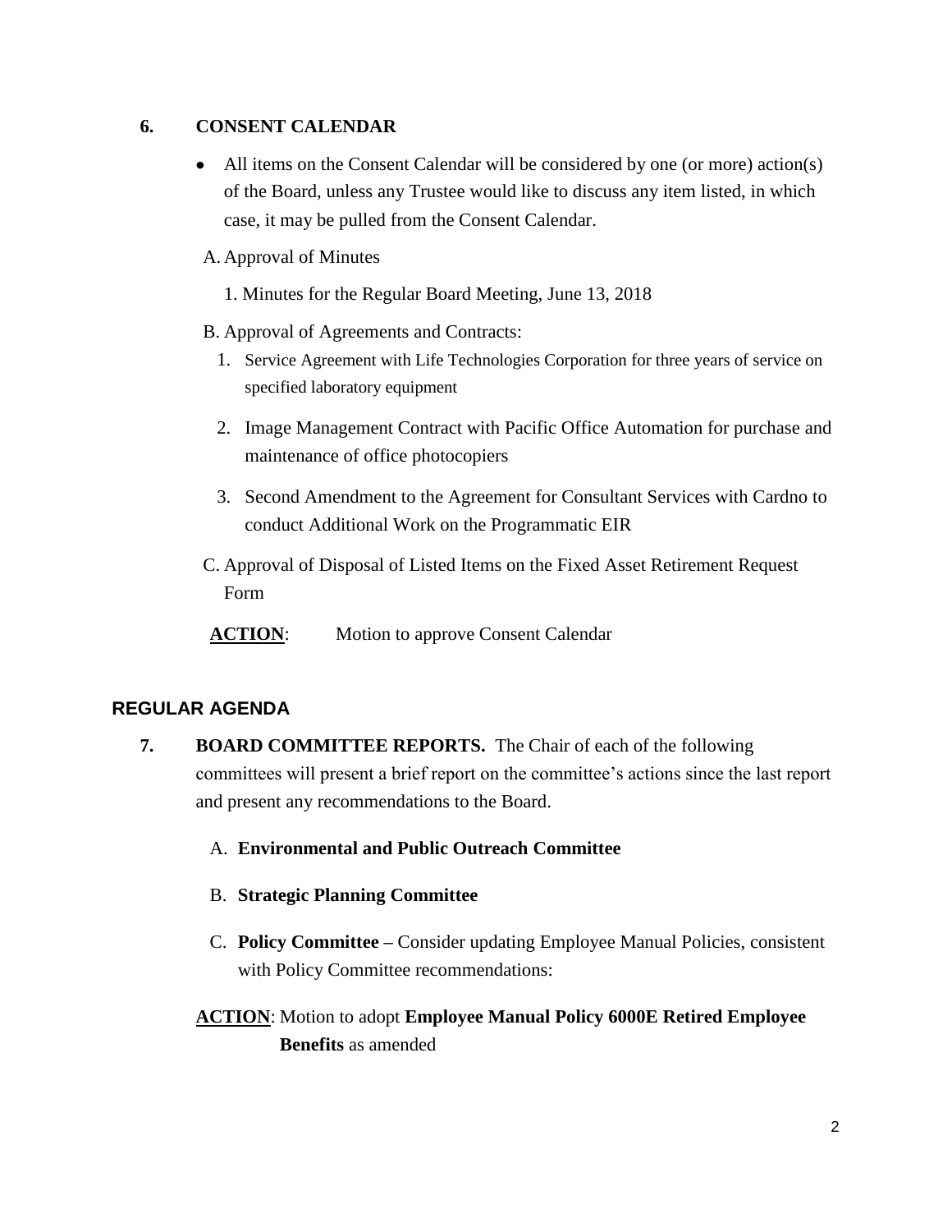## 6. CONSENT CALENDAR

- All items on the Consent Calendar will be considered by one (or more) action(s) of the Board, unless any Trustee would like to discuss any item listed, in which case, it may be pulled from the Consent Calendar.

A. Approval of Minutes

1. Minutes for the Regular Board Meeting, June 13, 2018

B. Approval of Agreements and Contracts:

1. Service Agreement with Life Technologies Corporation for three years of service on specified laboratory equipment
2. Image Management Contract with Pacific Office Automation for purchase and maintenance of office photocopiers
3. Second Amendment to the Agreement for Consultant Services with Cardno to conduct Additional Work on the Programmatic EIR

C. Approval of Disposal of Listed Items on the Fixed Asset Retirement Request Form

**ACTION**: Motion to approve Consent Calendar

## REGULAR AGENDA

## 7. BOARD COMMITTEE REPORTS.

The Chair of each of the following committees will present a brief report on the committee's actions since the last report and present any recommendations to the Board.

A. **Environmental and Public Outreach Committee**

B. **Strategic Planning Committee**

C. **Policy Committee –** Consider updating Employee Manual Policies, consistent with Policy Committee recommendations:

**ACTION**: Motion to adopt **Employee Manual Policy 6000E Retired Employee Benefits** as amended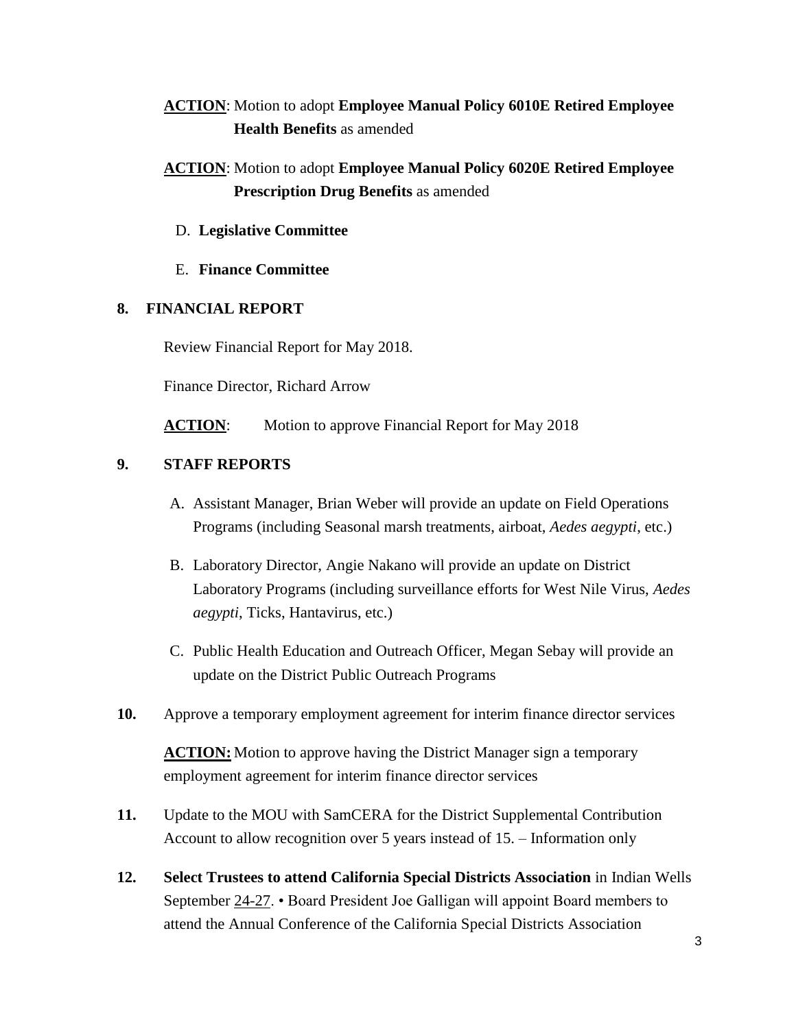**<u>ACTION</u>**: Motion to adopt **Employee Manual Policy 6010E Retired Employee Health Benefits** as amended

**<u>ACTION</u>**: Motion to adopt **Employee Manual Policy 6020E Retired Employee Prescription Drug Benefits** as amended

D. **Legislative Committee**

E. **Finance Committee**

**8. FINANCIAL REPORT**

Review Financial Report for May 2018.

Finance Director, Richard Arrow

**<u>ACTION</u>**: Motion to approve Financial Report for May 2018

**9. STAFF REPORTS**

A. Assistant Manager, Brian Weber will provide an update on Field Operations Programs (including Seasonal marsh treatments, airboat, *Aedes aegypti*, etc.)

B. Laboratory Director, Angie Nakano will provide an update on District Laboratory Programs (including surveillance efforts for West Nile Virus, *Aedes aegypti*, Ticks, Hantavirus, etc.)

C. Public Health Education and Outreach Officer, Megan Sebay will provide an update on the District Public Outreach Programs

**10.** Approve a temporary employment agreement for interim finance director services

**<u>ACTION:</u>** Motion to approve having the District Manager sign a temporary employment agreement for interim finance director services

**11.** Update to the MOU with SamCERA for the District Supplemental Contribution Account to allow recognition over 5 years instead of 15. – Information only

**12. Select Trustees to attend California Special Districts Association** in Indian Wells September <u>24-27</u>. • Board President Joe Galligan will appoint Board members to attend the Annual Conference of the California Special Districts Association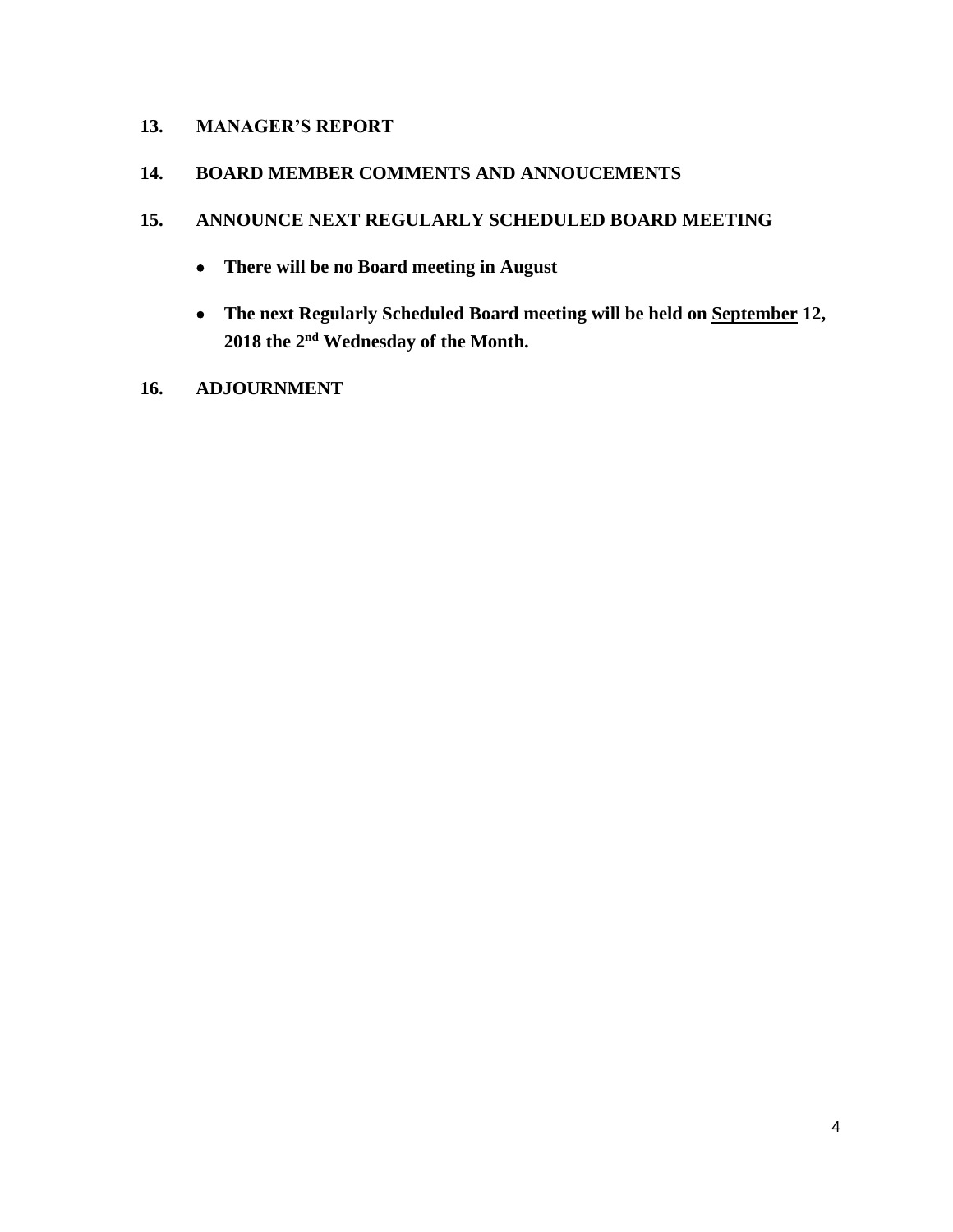**13. MANAGER'S REPORT**

**14. BOARD MEMBER COMMENTS AND ANNOUCEMENTS**

**15. ANNOUNCE NEXT REGULARLY SCHEDULED BOARD MEETING**

- **There will be no Board meeting in August**
- **The next Regularly Scheduled Board meeting will be held on <u>September</u> 12, 2018 the 2nd Wednesday of the Month.**

**16. ADJOURNMENT**